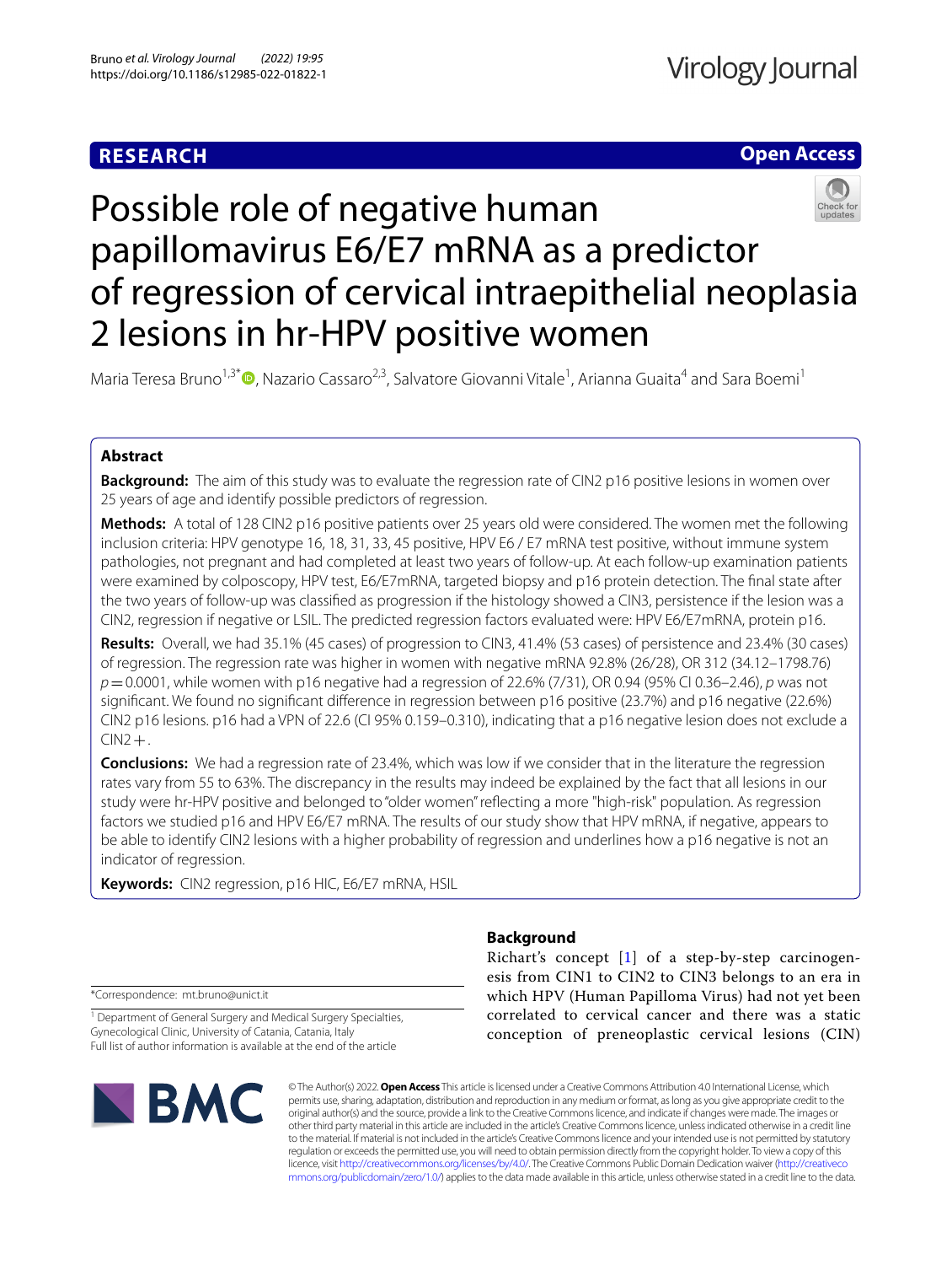RESEARCH

Open Access

# Possible role of negative human papillomavirus E6/E7 mRNA as a predictor of regression of cervical intraepithelial neoplasia 2 lesions in hr-HPV positive women

Maria Teresa Bruno[1,3*], Nazario Cassaro[2,3], Salvatore Giovanni Vitale[1], Arianna Guaita[4] and Sara Boemi[1]

## Abstract

**Background:** The aim of this study was to evaluate the regression rate of CIN2 p16 positive lesions in women over 25 years of age and identify possible predictors of regression.

**Methods:** A total of 128 CIN2 p16 positive patients over 25 years old were considered. The women met the following inclusion criteria: HPV genotype 16, 18, 31, 33, 45 positive, HPV E6 / E7 mRNA test positive, without immune system pathologies, not pregnant and had completed at least two years of follow-up. At each follow-up examination patients were examined by colposcopy, HPV test, E6/E7mRNA, targeted biopsy and p16 protein detection. The final state after the two years of follow-up was classified as progression if the histology showed a CIN3, persistence if the lesion was a CIN2, regression if negative or LSIL. The predicted regression factors evaluated were: HPV E6/E7mRNA, protein p16.

**Results:** Overall, we had 35.1% (45 cases) of progression to CIN3, 41.4% (53 cases) of persistence and 23.4% (30 cases) of regression. The regression rate was higher in women with negative mRNA 92.8% (26/28), OR 312 (34.12–1798.76) $p = 0.0001$, while women with p16 negative had a regression of 22.6% (7/31), OR 0.94 (95% CI 0.36–2.46), $p$ was not significant. We found no significant difference in regression between p16 positive (23.7%) and p16 negative (22.6%) CIN2 p16 lesions. p16 had a VPN of 22.6 (CI 95% 0.159–0.310), indicating that a p16 negative lesion does not exclude a CIN2+.

**Conclusions:** We had a regression rate of 23.4%, which was low if we consider that in the literature the regression rates vary from 55 to 63%. The discrepancy in the results may indeed be explained by the fact that all lesions in our study were hr-HPV positive and belonged to "older women" reflecting a more "high-risk" population. As regression factors we studied p16 and HPV E6/E7 mRNA. The results of our study show that HPV mRNA, if negative, appears to be able to identify CIN2 lesions with a higher probability of regression and underlines how a p16 negative is not an indicator of regression.

**Keywords:** CIN2 regression, p16 HIC, E6/E7 mRNA, HSIL

*Correspondence: mt.bruno@unict.it

[1] Department of General Surgery and Medical Surgery Specialties, Gynecological Clinic, University of Catania, Catania, Italy
Full list of author information is available at the end of the article

## Background

Richart's concept [1] of a step-by-step carcinogenesis from CIN1 to CIN2 to CIN3 belongs to an era in which HPV (Human Papilloma Virus) had not yet been correlated to cervical cancer and there was a static conception of preneoplastic cervical lesions (CIN)

© The Author(s) 2022. **Open Access** This article is licensed under a Creative Commons Attribution 4.0 International License, which permits use, sharing, adaptation, distribution and reproduction in any medium or format, as long as you give appropriate credit to the original author(s) and the source, provide a link to the Creative Commons licence, and indicate if changes were made. The images or other third party material in this article are included in the article's Creative Commons licence, unless indicated otherwise in a credit line to the material. If material is not included in the article's Creative Commons licence and your intended use is not permitted by statutory regulation or exceeds the permitted use, you will need to obtain permission directly from the copyright holder. To view a copy of this licence, visit http://creativecommons.org/licenses/by/4.0/. The Creative Commons Public Domain Dedication waiver (http://creativecommons.org/publicdomain/zero/1.0/) applies to the data made available in this article, unless otherwise stated in a credit line to the data.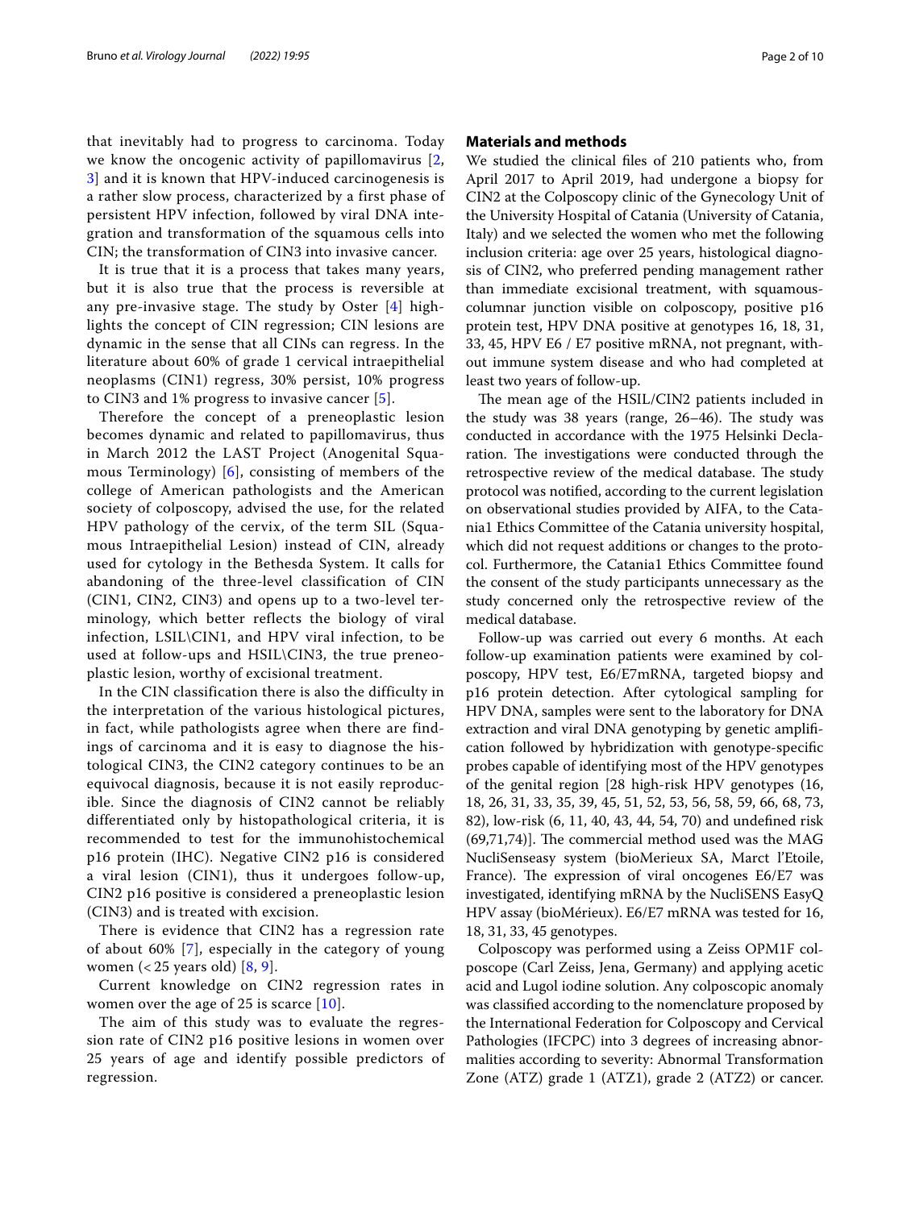that inevitably had to progress to carcinoma. Today we know the oncogenic activity of papillomavirus [2, 3] and it is known that HPV-induced carcinogenesis is a rather slow process, characterized by a first phase of persistent HPV infection, followed by viral DNA integration and transformation of the squamous cells into CIN; the transformation of CIN3 into invasive cancer.

It is true that it is a process that takes many years, but it is also true that the process is reversible at any pre-invasive stage. The study by Oster [4] highlights the concept of CIN regression; CIN lesions are dynamic in the sense that all CINs can regress. In the literature about 60% of grade 1 cervical intraepithelial neoplasms (CIN1) regress, 30% persist, 10% progress to CIN3 and 1% progress to invasive cancer [5].

Therefore the concept of a preneoplastic lesion becomes dynamic and related to papillomavirus, thus in March 2012 the LAST Project (Anogenital Squamous Terminology) [6], consisting of members of the college of American pathologists and the American society of colposcopy, advised the use, for the related HPV pathology of the cervix, of the term SIL (Squamous Intraepithelial Lesion) instead of CIN, already used for cytology in the Bethesda System. It calls for abandoning of the three-level classification of CIN (CIN1, CIN2, CIN3) and opens up to a two-level terminology, which better reflects the biology of viral infection, LSIL\CIN1, and HPV viral infection, to be used at follow-ups and HSIL\CIN3, the true preneoplastic lesion, worthy of excisional treatment.

In the CIN classification there is also the difficulty in the interpretation of the various histological pictures, in fact, while pathologists agree when there are findings of carcinoma and it is easy to diagnose the histological CIN3, the CIN2 category continues to be an equivocal diagnosis, because it is not easily reproducible. Since the diagnosis of CIN2 cannot be reliably differentiated only by histopathological criteria, it is recommended to test for the immunohistochemical p16 protein (IHC). Negative CIN2 p16 is considered a viral lesion (CIN1), thus it undergoes follow-up, CIN2 p16 positive is considered a preneoplastic lesion (CIN3) and is treated with excision.

There is evidence that CIN2 has a regression rate of about 60% [7], especially in the category of young women (< 25 years old) [8, 9].

Current knowledge on CIN2 regression rates in women over the age of 25 is scarce [10].

The aim of this study was to evaluate the regression rate of CIN2 p16 positive lesions in women over 25 years of age and identify possible predictors of regression.

## Materials and methods

We studied the clinical files of 210 patients who, from April 2017 to April 2019, had undergone a biopsy for CIN2 at the Colposcopy clinic of the Gynecology Unit of the University Hospital of Catania (University of Catania, Italy) and we selected the women who met the following inclusion criteria: age over 25 years, histological diagnosis of CIN2, who preferred pending management rather than immediate excisional treatment, with squamous-columnar junction visible on colposcopy, positive p16 protein test, HPV DNA positive at genotypes 16, 18, 31, 33, 45, HPV E6 / E7 positive mRNA, not pregnant, without immune system disease and who had completed at least two years of follow-up.

The mean age of the HSIL/CIN2 patients included in the study was 38 years (range, 26–46). The study was conducted in accordance with the 1975 Helsinki Declaration. The investigations were conducted through the retrospective review of the medical database. The study protocol was notified, according to the current legislation on observational studies provided by AIFA, to the Catania1 Ethics Committee of the Catania university hospital, which did not request additions or changes to the protocol. Furthermore, the Catania1 Ethics Committee found the consent of the study participants unnecessary as the study concerned only the retrospective review of the medical database.

Follow-up was carried out every 6 months. At each follow-up examination patients were examined by colposcopy, HPV test, E6/E7mRNA, targeted biopsy and p16 protein detection. After cytological sampling for HPV DNA, samples were sent to the laboratory for DNA extraction and viral DNA genotyping by genetic amplification followed by hybridization with genotype-specific probes capable of identifying most of the HPV genotypes of the genital region [28 high-risk HPV genotypes (16, 18, 26, 31, 33, 35, 39, 45, 51, 52, 53, 56, 58, 59, 66, 68, 73, 82), low-risk (6, 11, 40, 43, 44, 54, 70) and undefined risk (69,71,74)]. The commercial method used was the MAG NucliSenseasy system (bioMerieux SA, Marct l'Etoile, France). The expression of viral oncogenes E6/E7 was investigated, identifying mRNA by the NucliSENS EasyQ HPV assay (bioMérieux). E6/E7 mRNA was tested for 16, 18, 31, 33, 45 genotypes.

Colposcopy was performed using a Zeiss OPM1F colposcope (Carl Zeiss, Jena, Germany) and applying acetic acid and Lugol iodine solution. Any colposcopic anomaly was classified according to the nomenclature proposed by the International Federation for Colposcopy and Cervical Pathologies (IFCPC) into 3 degrees of increasing abnormalities according to severity: Abnormal Transformation Zone (ATZ) grade 1 (ATZ1), grade 2 (ATZ2) or cancer.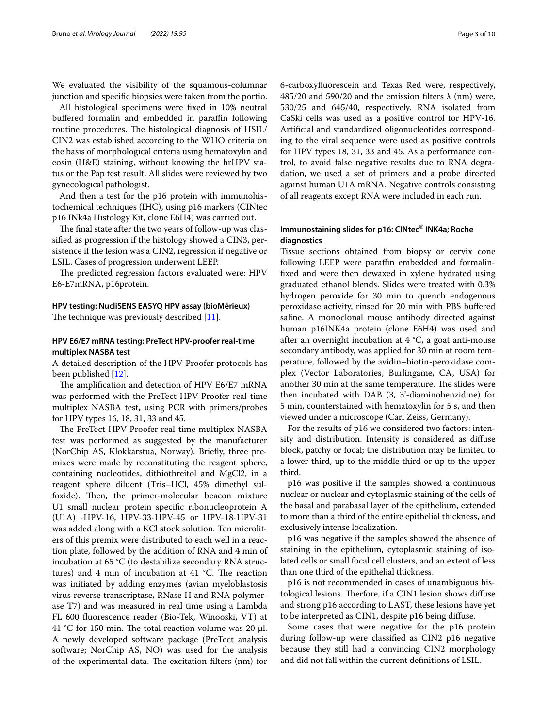We evaluated the visibility of the squamous-columnar junction and specific biopsies were taken from the portio.

All histological specimens were fixed in 10% neutral buffered formalin and embedded in paraffin following routine procedures. The histological diagnosis of HSIL/CIN2 was established according to the WHO criteria on the basis of morphological criteria using hematoxylin and eosin (H&E) staining, without knowing the hrHPV status or the Pap test result. All slides were reviewed by two gynecological pathologist.

And then a test for the p16 protein with immunohistochemical techniques (IHC), using p16 markers (CINtec p16 INk4a Histology Kit, clone E6H4) was carried out.

The final state after the two years of follow-up was classified as progression if the histology showed a CIN3, persistence if the lesion was a CIN2, regression if negative or LSIL. Cases of progression underwent LEEP.

The predicted regression factors evaluated were: HPV E6-E7mRNA, p16protein.

#### HPV testing: NucliSENS EASYQ HPV assay (bioMérieux)

The technique was previously described [11].

#### HPV E6/E7 mRNA testing: PreTect HPV-proofer real-time multiplex NASBA test

A detailed description of the HPV-Proofer protocols has been published [12].

The amplification and detection of HPV E6/E7 mRNA was performed with the PreTect HPV-Proofer real-time multiplex NASBA test**,** using PCR with primers/probes for HPV types 16, 18, 31, 33 and 45.

The PreTect HPV-Proofer real-time multiplex NASBA test was performed as suggested by the manufacturer (NorChip AS, Klokkarstua, Norway). Briefly, three premixes were made by reconstituting the reagent sphere, containing nucleotides, dithiothreitol and MgCl2, in a reagent sphere diluent (Tris–HCl, 45% dimethyl sulfoxide). Then, the primer-molecular beacon mixture U1 small nuclear protein specific ribonucleoprotein A (U1A) -HPV-16, HPV-33-HPV-45 or HPV-18-HPV-31 was added along with a KCl stock solution. Ten microliters of this premix were distributed to each well in a reaction plate, followed by the addition of RNA and 4 min of incubation at 65 °C (to destabilize secondary RNA structures) and 4 min of incubation at 41 °C. The reaction was initiated by adding enzymes (avian myeloblastosis virus reverse transcriptase, RNase H and RNA polymerase T7) and was measured in real time using a Lambda FL 600 fluorescence reader (Bio-Tek, Winooski, VT) at 41 °C for 150 min. The total reaction volume was 20 µl. A newly developed software package (PreTect analysis software; NorChip AS, NO) was used for the analysis of the experimental data. The excitation filters (nm) for 6-carboxyfluorescein and Texas Red were, respectively, 485/20 and 590/20 and the emission filters λ (nm) were, 530/25 and 645/40, respectively. RNA isolated from CaSki cells was used as a positive control for HPV-16. Artificial and standardized oligonucleotides corresponding to the viral sequence were used as positive controls for HPV types 18, 31, 33 and 45. As a performance control, to avoid false negative results due to RNA degradation, we used a set of primers and a probe directed against human U1A mRNA. Negative controls consisting of all reagents except RNA were included in each run.

#### Immunostaining slides for p16: CINtec® INK4a; Roche diagnostics

Tissue sections obtained from biopsy or cervix cone following LEEP were paraffin embedded and formalin-fixed and were then dewaxed in xylene hydrated using graduated ethanol blends. Slides were treated with 0.3% hydrogen peroxide for 30 min to quench endogenous peroxidase activity, rinsed for 20 min with PBS buffered saline. A monoclonal mouse antibody directed against human p16INK4a protein (clone E6H4) was used and after an overnight incubation at 4 °C, a goat anti-mouse secondary antibody, was applied for 30 min at room temperature, followed by the avidin–biotin-peroxidase complex (Vector Laboratories, Burlingame, CA, USA) for another 30 min at the same temperature. The slides were then incubated with DAB (3, 3'-diaminobenzidine) for 5 min, counterstained with hematoxylin for 5 s, and then viewed under a microscope (Carl Zeiss, Germany).

For the results of p16 we considered two factors: intensity and distribution. Intensity is considered as diffuse block, patchy or focal; the distribution may be limited to a lower third, up to the middle third or up to the upper third.

p16 was positive if the samples showed a continuous nuclear or nuclear and cytoplasmic staining of the cells of the basal and parabasal layer of the epithelium, extended to more than a third of the entire epithelial thickness, and exclusively intense localization.

p16 was negative if the samples showed the absence of staining in the epithelium, cytoplasmic staining of isolated cells or small focal cell clusters, and an extent of less than one third of the epithelial thickness.

p16 is not recommended in cases of unambiguous histological lesions. Therfore, if a CIN1 lesion shows diffuse and strong p16 according to LAST, these lesions have yet to be interpreted as CIN1, despite p16 being diffuse.

Some cases that were negative for the p16 protein during follow-up were classified as CIN2 p16 negative because they still had a convincing CIN2 morphology and did not fall within the current definitions of LSIL.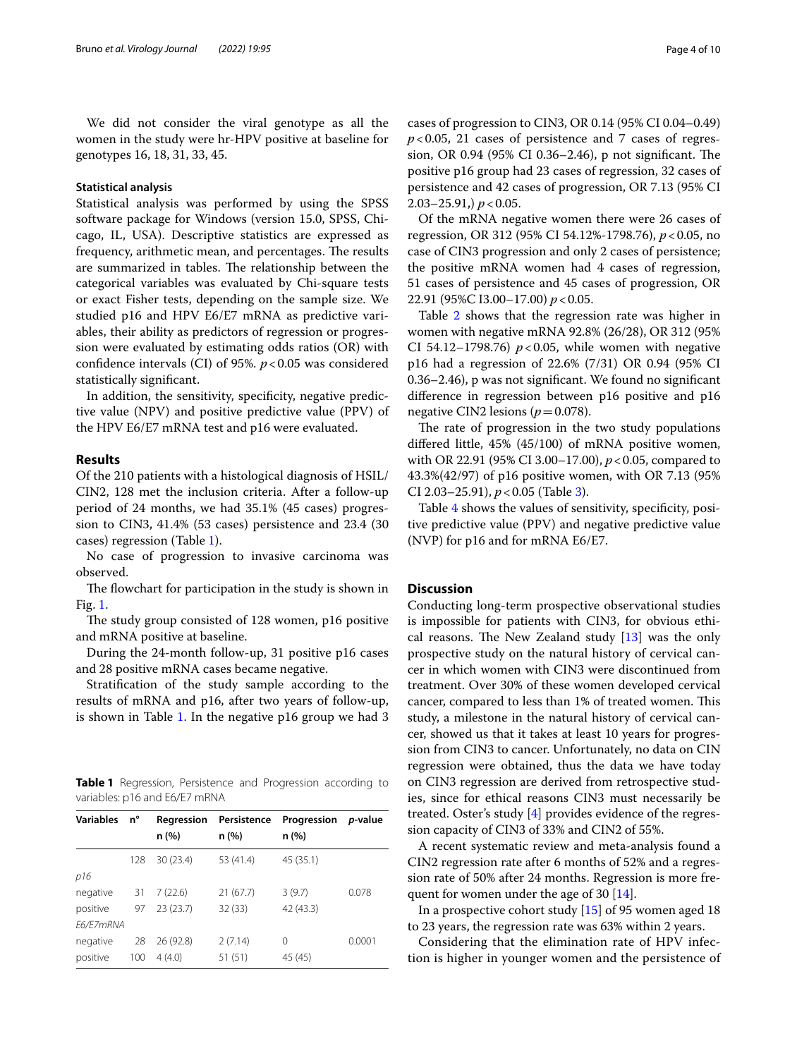We did not consider the viral genotype as all the women in the study were hr-HPV positive at baseline for genotypes 16, 18, 31, 33, 45.

### Statistical analysis

Statistical analysis was performed by using the SPSS software package for Windows (version 15.0, SPSS, Chicago, IL, USA). Descriptive statistics are expressed as frequency, arithmetic mean, and percentages. The results are summarized in tables. The relationship between the categorical variables was evaluated by Chi-square tests or exact Fisher tests, depending on the sample size. We studied p16 and HPV E6/E7 mRNA as predictive variables, their ability as predictors of regression or progression were evaluated by estimating odds ratios (OR) with confidence intervals (CI) of 95%. $p<0.05$ was considered statistically significant.

In addition, the sensitivity, specificity, negative predictive value (NPV) and positive predictive value (PPV) of the HPV E6/E7 mRNA test and p16 were evaluated.

## Results

Of the 210 patients with a histological diagnosis of HSIL/CIN2, 128 met the inclusion criteria. After a follow-up period of 24 months, we had 35.1% (45 cases) progression to CIN3, 41.4% (53 cases) persistence and 23.4 (30 cases) regression (Table 1).

No case of progression to invasive carcinoma was observed.

The flowchart for participation in the study is shown in Fig. 1.

The study group consisted of 128 women, p16 positive and mRNA positive at baseline.

During the 24-month follow-up, 31 positive p16 cases and 28 positive mRNA cases became negative.

Stratification of the study sample according to the results of mRNA and p16, after two years of follow-up, is shown in Table 1. In the negative p16 group we had 3 cases of progression to CIN3, OR 0.14 (95% CI 0.04–0.49) $p<0.05$, 21 cases of persistence and 7 cases of regression, OR 0.94 (95% CI 0.36–2.46), p not significant. The positive p16 group had 23 cases of regression, 32 cases of persistence and 42 cases of progression, OR 7.13 (95% CI 2.03–25.91,) $p<0.05$.

Of the mRNA negative women there were 26 cases of regression, OR 312 (95% CI 54.12%-1798.76), $p<0.05$, no case of CIN3 progression and only 2 cases of persistence; the positive mRNA women had 4 cases of regression, 51 cases of persistence and 45 cases of progression, OR 22.91 (95%C I3.00–17.00) $p<0.05$.

Table 2 shows that the regression rate was higher in women with negative mRNA 92.8% (26/28), OR 312 (95% CI 54.12–1798.76) $p<0.05$, while women with negative p16 had a regression of 22.6% (7/31) OR 0.94 (95% CI 0.36–2.46), p was not significant. We found no significant difference in regression between p16 positive and p16 negative CIN2 lesions ($p=0.078$).

The rate of progression in the two study populations differed little, 45% (45/100) of mRNA positive women, with OR 22.91 (95% CI 3.00–17.00), $p<0.05$, compared to 43.3%(42/97) of p16 positive women, with OR 7.13 (95% CI 2.03–25.91), $p<0.05$ (Table 3).

Table 4 shows the values of sensitivity, specificity, positive predictive value (PPV) and negative predictive value (NVP) for p16 and for mRNA E6/E7.

**Table 1** Regression, Persistence and Progression according to variables: p16 and E6/E7 mRNA

| Variables | n° | Regression n (%) | Persistence n (%) | Progression n (%) | *p*-value |
|---|---|---|---|---|---|
| | 128 | 30 (23.4) | 53 (41.4) | 45 (35.1) | |
| *p16* | | | | | |
| negative | 31 | 7 (22.6) | 21 (67.7) | 3 (9.7) | 0.078 |
| positive | 97 | 23 (23.7) | 32 (33) | 42 (43.3) | |
| *E6/E7mRNA* | | | | | |
| negative | 28 | 26 (92.8) | 2 (7.14) | 0 | 0.0001 |
| positive | 100 | 4 (4.0) | 51 (51) | 45 (45) | |

## Discussion

Conducting long-term prospective observational studies is impossible for patients with CIN3, for obvious ethical reasons. The New Zealand study [13] was the only prospective study on the natural history of cervical cancer in which women with CIN3 were discontinued from treatment. Over 30% of these women developed cervical cancer, compared to less than 1% of treated women. This study, a milestone in the natural history of cervical cancer, showed us that it takes at least 10 years for progression from CIN3 to cancer. Unfortunately, no data on CIN regression were obtained, thus the data we have today on CIN3 regression are derived from retrospective studies, since for ethical reasons CIN3 must necessarily be treated. Oster's study [4] provides evidence of the regression capacity of CIN3 of 33% and CIN2 of 55%.

A recent systematic review and meta-analysis found a CIN2 regression rate after 6 months of 52% and a regression rate of 50% after 24 months. Regression is more frequent for women under the age of 30 [14].

In a prospective cohort study [15] of 95 women aged 18 to 23 years, the regression rate was 63% within 2 years.

Considering that the elimination rate of HPV infection is higher in younger women and the persistence of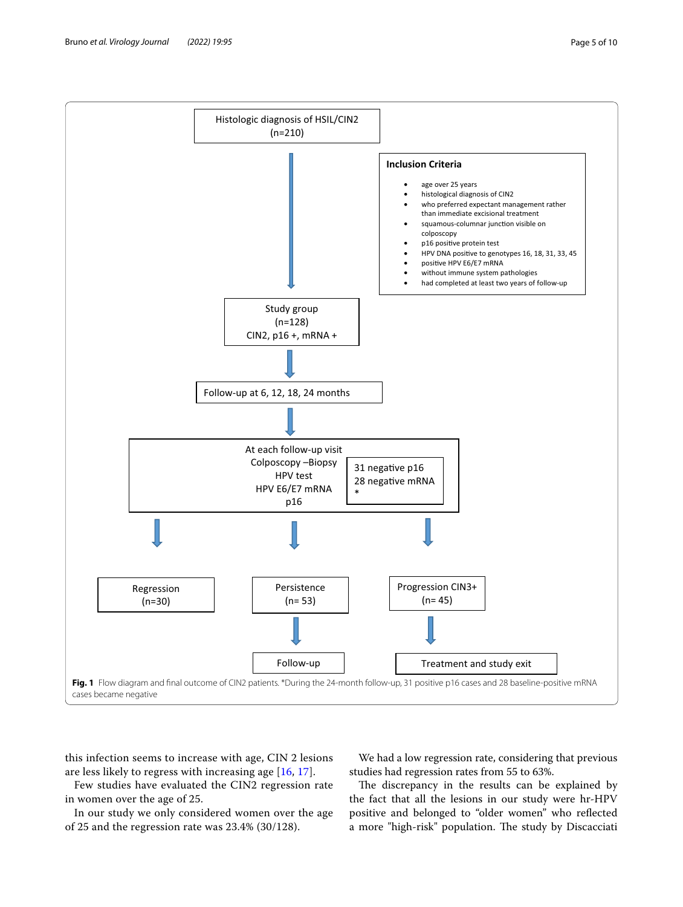Histologic diagnosis of HSIL/CIN2 (n=210)

**Inclusion Criteria**

- age over 25 years
- histological diagnosis of CIN2
- who preferred expectant management rather than immediate excisional treatment
- squamous-columnar junction visible on colposcopy
- p16 positive protein test
- HPV DNA positive to genotypes 16, 18, 31, 33, 45
- positive HPV E6/E7 mRNA
- without immune system pathologies
- had completed at least two years of follow-up

Study group (n=128) CIN2, p16 +, mRNA +

Follow-up at 6, 12, 18, 24 months

At each follow-up visit: Colposcopy –Biopsy, HPV test, HPV E6/E7 mRNA, p16

31 negative p16
28 negative mRNA
*

Regression (n=30)

Persistence (n= 53) → Follow-up

Progression CIN3+ (n= 45) → Treatment and study exit

**Fig. 1** Flow diagram and final outcome of CIN2 patients. *During the 24-month follow-up, 31 positive p16 cases and 28 baseline-positive mRNA cases became negative

this infection seems to increase with age, CIN 2 lesions are less likely to regress with increasing age [16, 17].

Few studies have evaluated the CIN2 regression rate in women over the age of 25.

In our study we only considered women over the age of 25 and the regression rate was 23.4% (30/128).

We had a low regression rate, considering that previous studies had regression rates from 55 to 63%.

The discrepancy in the results can be explained by the fact that all the lesions in our study were hr-HPV positive and belonged to "older women" who reflected a more "high-risk" population. The study by Discacciati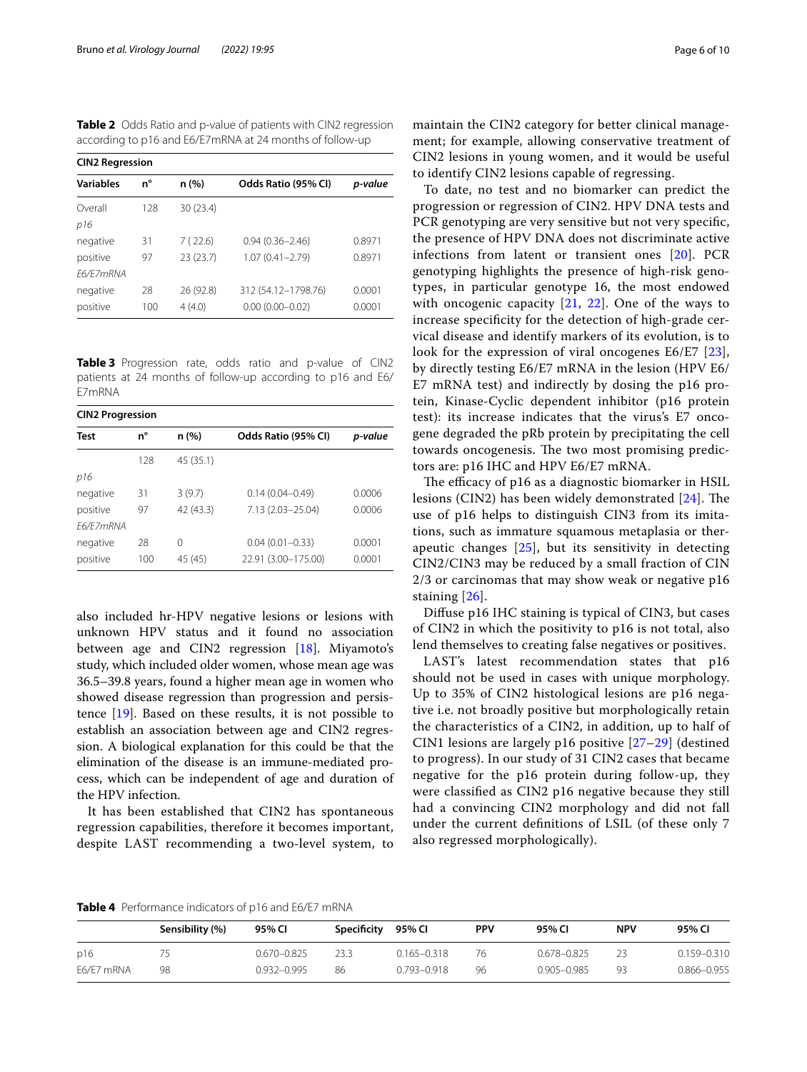**Table 2** Odds Ratio and p-value of patients with CIN2 regression according to p16 and E6/E7mRNA at 24 months of follow-up

| **CIN2 Regression** | | | | |
|---|---|---|---|---|
| **Variables** | **n°** | **n (%)** | **Odds Ratio (95% CI)** | ***p-value*** |
| Overall | 128 | 30 (23.4) | | |
| *p16* | | | | |
| negative | 31 | 7 (22.6) | 0.94 (0.36–2.46) | 0.8971 |
| positive | 97 | 23 (23.7) | 1.07 (0.41–2.79) | 0.8971 |
| *E6/E7mRNA* | | | | |
| negative | 28 | 26 (92.8) | 312 (54.12–1798.76) | 0.0001 |
| positive | 100 | 4 (4.0) | 0.00 (0.00–0.02) | 0.0001 |

**Table 3** Progression rate, odds ratio and p-value of CIN2 patients at 24 months of follow-up according to p16 and E6/E7mRNA

| **CIN2 Progression** | | | | |
|---|---|---|---|---|
| **Test** | **n°** | **n (%)** | **Odds Ratio (95% CI)** | ***p-value*** |
| | 128 | 45 (35.1) | | |
| *p16* | | | | |
| negative | 31 | 3 (9.7) | 0.14 (0.04–0.49) | 0.0006 |
| positive | 97 | 42 (43.3) | 7.13 (2.03–25.04) | 0.0006 |
| *E6/E7mRNA* | | | | |
| negative | 28 | 0 | 0.04 (0.01–0.33) | 0.0001 |
| positive | 100 | 45 (45) | 22.91 (3.00–175.00) | 0.0001 |

also included hr-HPV negative lesions or lesions with unknown HPV status and it found no association between age and CIN2 regression [18]. Miyamoto's study, which included older women, whose mean age was 36.5–39.8 years, found a higher mean age in women who showed disease regression than progression and persistence [19]. Based on these results, it is not possible to establish an association between age and CIN2 regression. A biological explanation for this could be that the elimination of the disease is an immune-mediated process, which can be independent of age and duration of the HPV infection.

It has been established that CIN2 has spontaneous regression capabilities, therefore it becomes important, despite LAST recommending a two-level system, to maintain the CIN2 category for better clinical management; for example, allowing conservative treatment of CIN2 lesions in young women, and it would be useful to identify CIN2 lesions capable of regressing.

To date, no test and no biomarker can predict the progression or regression of CIN2. HPV DNA tests and PCR genotyping are very sensitive but not very specific, the presence of HPV DNA does not discriminate active infections from latent or transient ones [20]. PCR genotyping highlights the presence of high-risk genotypes, in particular genotype 16, the most endowed with oncogenic capacity [21, 22]. One of the ways to increase specificity for the detection of high-grade cervical disease and identify markers of its evolution, is to look for the expression of viral oncogenes E6/E7 [23], by directly testing E6/E7 mRNA in the lesion (HPV E6/E7 mRNA test) and indirectly by dosing the p16 protein, Kinase-Cyclic dependent inhibitor (p16 protein test): its increase indicates that the virus's E7 oncogene degraded the pRb protein by precipitating the cell towards oncogenesis. The two most promising predictors are: p16 IHC and HPV E6/E7 mRNA.

The efficacy of p16 as a diagnostic biomarker in HSIL lesions (CIN2) has been widely demonstrated [24]. The use of p16 helps to distinguish CIN3 from its imitations, such as immature squamous metaplasia or therapeutic changes [25], but its sensitivity in detecting CIN2/CIN3 may be reduced by a small fraction of CIN 2/3 or carcinomas that may show weak or negative p16 staining [26].

Diffuse p16 IHC staining is typical of CIN3, but cases of CIN2 in which the positivity to p16 is not total, also lend themselves to creating false negatives or positives.

LAST's latest recommendation states that p16 should not be used in cases with unique morphology. Up to 35% of CIN2 histological lesions are p16 negative i.e. not broadly positive but morphologically retain the characteristics of a CIN2, in addition, up to half of CIN1 lesions are largely p16 positive [27–29] (destined to progress). In our study of 31 CIN2 cases that became negative for the p16 protein during follow-up, they were classified as CIN2 p16 negative because they still had a convincing CIN2 morphology and did not fall under the current definitions of LSIL (of these only 7 also regressed morphologically).

**Table 4** Performance indicators of p16 and E6/E7 mRNA

| | **Sensibility (%)** | **95% CI** | **Specificity** | **95% CI** | **PPV** | **95% CI** | **NPV** | **95% CI** |
|---|---|---|---|---|---|---|---|---|
| p16 | 75 | 0.670–0.825 | 23.3 | 0.165–0.318 | 76 | 0.678–0.825 | 23 | 0.159–0.310 |
| E6/E7 mRNA | 98 | 0.932–0.995 | 86 | 0.793–0.918 | 96 | 0.905–0.985 | 93 | 0.866–0.955 |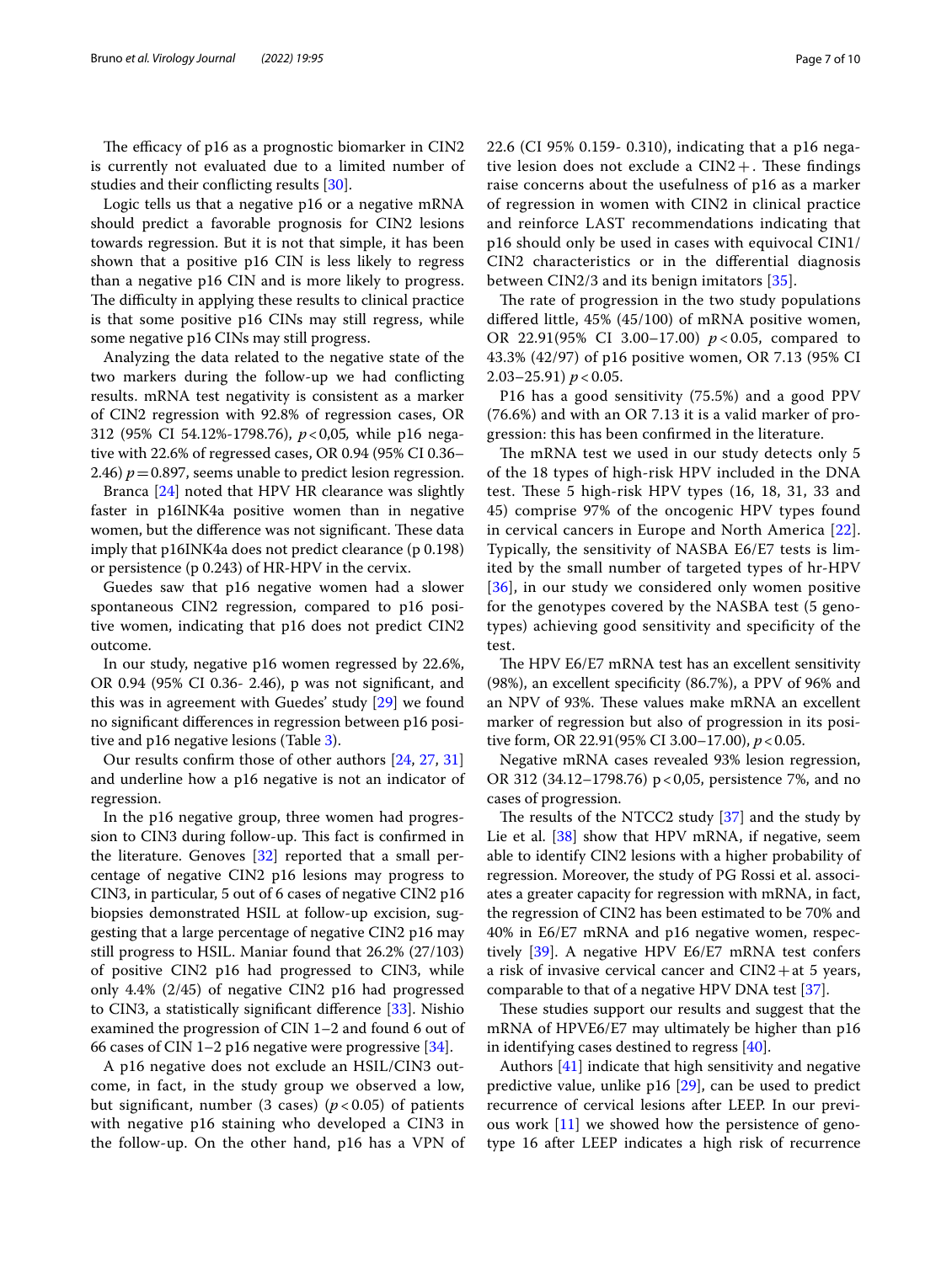The efficacy of p16 as a prognostic biomarker in CIN2 is currently not evaluated due to a limited number of studies and their conflicting results [30].

Logic tells us that a negative p16 or a negative mRNA should predict a favorable prognosis for CIN2 lesions towards regression. But it is not that simple, it has been shown that a positive p16 CIN is less likely to regress than a negative p16 CIN and is more likely to progress. The difficulty in applying these results to clinical practice is that some positive p16 CINs may still regress, while some negative p16 CINs may still progress.

Analyzing the data related to the negative state of the two markers during the follow-up we had conflicting results. mRNA test negativity is consistent as a marker of CIN2 regression with 92.8% of regression cases, OR 312 (95% CI 54.12%-1798.76), $p<0,05$, while p16 negative with 22.6% of regressed cases, OR 0.94 (95% CI 0.36–2.46) $p=0.897$, seems unable to predict lesion regression.

Branca [24] noted that HPV HR clearance was slightly faster in p16INK4a positive women than in negative women, but the difference was not significant. These data imply that p16INK4a does not predict clearance (p 0.198) or persistence (p 0.243) of HR-HPV in the cervix.

Guedes saw that p16 negative women had a slower spontaneous CIN2 regression, compared to p16 positive women, indicating that p16 does not predict CIN2 outcome.

In our study, negative p16 women regressed by 22.6%, OR 0.94 (95% CI 0.36- 2.46), p was not significant, and this was in agreement with Guedes' study [29] we found no significant differences in regression between p16 positive and p16 negative lesions (Table 3).

Our results confirm those of other authors [24, 27, 31] and underline how a p16 negative is not an indicator of regression.

In the p16 negative group, three women had progression to CIN3 during follow-up. This fact is confirmed in the literature. Genoves [32] reported that a small percentage of negative CIN2 p16 lesions may progress to CIN3, in particular, 5 out of 6 cases of negative CIN2 p16 biopsies demonstrated HSIL at follow-up excision, suggesting that a large percentage of negative CIN2 p16 may still progress to HSIL. Maniar found that 26.2% (27/103) of positive CIN2 p16 had progressed to CIN3, while only 4.4% (2/45) of negative CIN2 p16 had progressed to CIN3, a statistically significant difference [33]. Nishio examined the progression of CIN 1–2 and found 6 out of 66 cases of CIN 1–2 p16 negative were progressive [34].

A p16 negative does not exclude an HSIL/CIN3 outcome, in fact, in the study group we observed a low, but significant, number (3 cases) ($p<0.05$) of patients with negative p16 staining who developed a CIN3 in the follow-up. On the other hand, p16 has a VPN of 22.6 (CI 95% 0.159- 0.310), indicating that a p16 negative lesion does not exclude a CIN2+. These findings raise concerns about the usefulness of p16 as a marker of regression in women with CIN2 in clinical practice and reinforce LAST recommendations indicating that p16 should only be used in cases with equivocal CIN1/CIN2 characteristics or in the differential diagnosis between CIN2/3 and its benign imitators [35].

The rate of progression in the two study populations differed little, 45% (45/100) of mRNA positive women, OR 22.91(95% CI 3.00–17.00) $p<0.05$, compared to 43.3% (42/97) of p16 positive women, OR 7.13 (95% CI 2.03–25.91) $p<0.05$.

P16 has a good sensitivity (75.5%) and a good PPV (76.6%) and with an OR 7.13 it is a valid marker of progression: this has been confirmed in the literature.

The mRNA test we used in our study detects only 5 of the 18 types of high-risk HPV included in the DNA test. These 5 high-risk HPV types (16, 18, 31, 33 and 45) comprise 97% of the oncogenic HPV types found in cervical cancers in Europe and North America [22]. Typically, the sensitivity of NASBA E6/E7 tests is limited by the small number of targeted types of hr-HPV [36], in our study we considered only women positive for the genotypes covered by the NASBA test (5 genotypes) achieving good sensitivity and specificity of the test.

The HPV E6/E7 mRNA test has an excellent sensitivity (98%), an excellent specificity (86.7%), a PPV of 96% and an NPV of 93%. These values make mRNA an excellent marker of regression but also of progression in its positive form, OR 22.91(95% CI 3.00–17.00), $p<0.05$.

Negative mRNA cases revealed 93% lesion regression, OR 312 (34.12–1798.76) $p<0,05$, persistence 7%, and no cases of progression.

The results of the NTCC2 study [37] and the study by Lie et al. [38] show that HPV mRNA, if negative, seem able to identify CIN2 lesions with a higher probability of regression. Moreover, the study of PG Rossi et al. associates a greater capacity for regression with mRNA, in fact, the regression of CIN2 has been estimated to be 70% and 40% in E6/E7 mRNA and p16 negative women, respectively [39]. A negative HPV E6/E7 mRNA test confers a risk of invasive cervical cancer and CIN2+at 5 years, comparable to that of a negative HPV DNA test [37].

These studies support our results and suggest that the mRNA of HPVE6/E7 may ultimately be higher than p16 in identifying cases destined to regress [40].

Authors [41] indicate that high sensitivity and negative predictive value, unlike p16 [29], can be used to predict recurrence of cervical lesions after LEEP. In our previous work [11] we showed how the persistence of genotype 16 after LEEP indicates a high risk of recurrence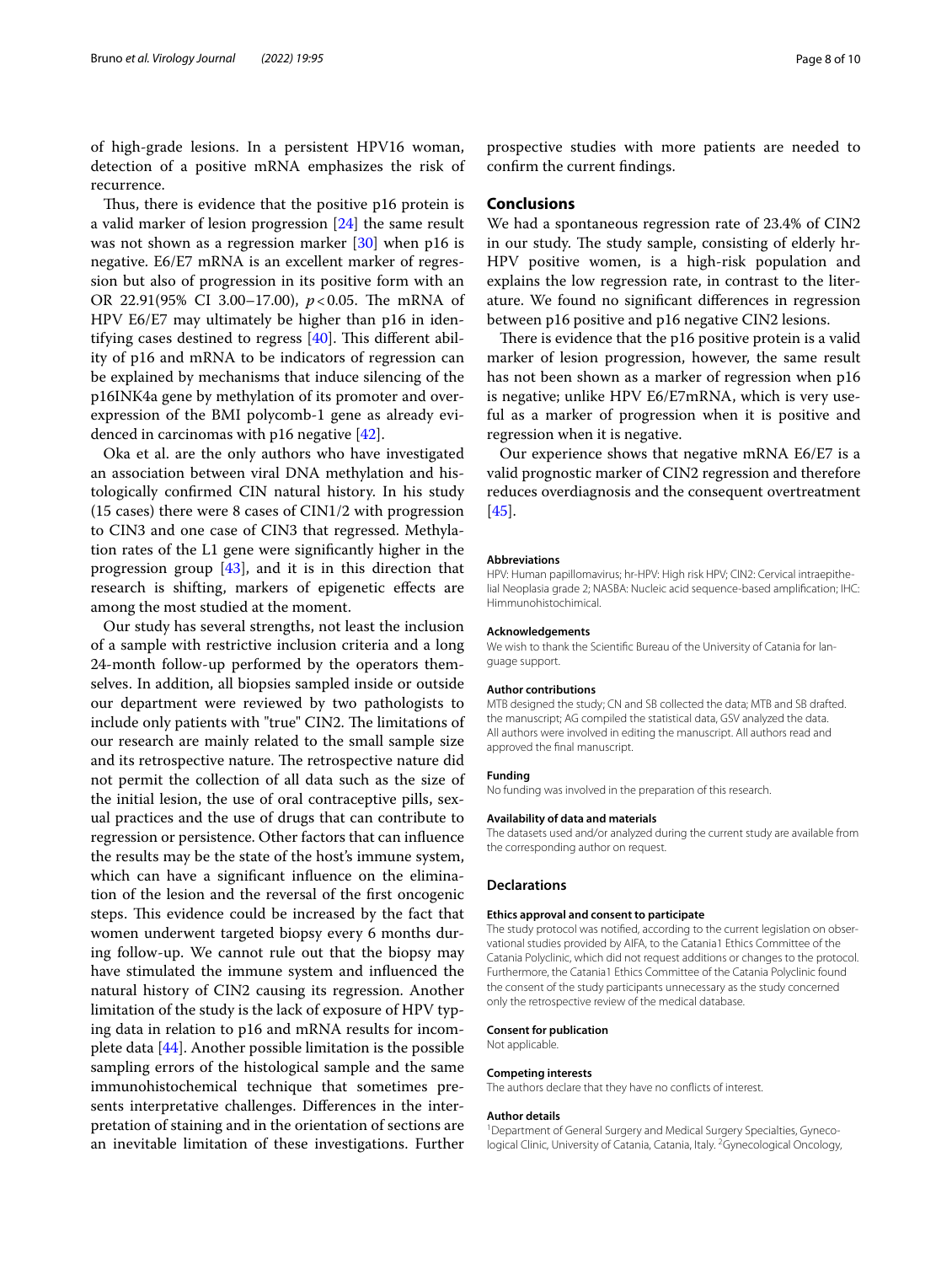of high-grade lesions. In a persistent HPV16 woman, detection of a positive mRNA emphasizes the risk of recurrence.

Thus, there is evidence that the positive p16 protein is a valid marker of lesion progression [24] the same result was not shown as a regression marker [30] when p16 is negative. E6/E7 mRNA is an excellent marker of regression but also of progression in its positive form with an OR 22.91(95% CI 3.00–17.00), $p<0.05$. The mRNA of HPV E6/E7 may ultimately be higher than p16 in identifying cases destined to regress [40]. This different ability of p16 and mRNA to be indicators of regression can be explained by mechanisms that induce silencing of the p16INK4a gene by methylation of its promoter and overexpression of the BMI polycomb-1 gene as already evidenced in carcinomas with p16 negative [42].

Oka et al. are the only authors who have investigated an association between viral DNA methylation and histologically confirmed CIN natural history. In his study (15 cases) there were 8 cases of CIN1/2 with progression to CIN3 and one case of CIN3 that regressed. Methylation rates of the L1 gene were significantly higher in the progression group [43], and it is in this direction that research is shifting, markers of epigenetic effects are among the most studied at the moment.

Our study has several strengths, not least the inclusion of a sample with restrictive inclusion criteria and a long 24-month follow-up performed by the operators themselves. In addition, all biopsies sampled inside or outside our department were reviewed by two pathologists to include only patients with "true" CIN2. The limitations of our research are mainly related to the small sample size and its retrospective nature. The retrospective nature did not permit the collection of all data such as the size of the initial lesion, the use of oral contraceptive pills, sexual practices and the use of drugs that can contribute to regression or persistence. Other factors that can influence the results may be the state of the host's immune system, which can have a significant influence on the elimination of the lesion and the reversal of the first oncogenic steps. This evidence could be increased by the fact that women underwent targeted biopsy every 6 months during follow-up. We cannot rule out that the biopsy may have stimulated the immune system and influenced the natural history of CIN2 causing its regression. Another limitation of the study is the lack of exposure of HPV typing data in relation to p16 and mRNA results for incomplete data [44]. Another possible limitation is the possible sampling errors of the histological sample and the same immunohistochemical technique that sometimes presents interpretative challenges. Differences in the interpretation of staining and in the orientation of sections are an inevitable limitation of these investigations. Further prospective studies with more patients are needed to confirm the current findings.

## Conclusions

We had a spontaneous regression rate of 23.4% of CIN2 in our study. The study sample, consisting of elderly hr-HPV positive women, is a high-risk population and explains the low regression rate, in contrast to the literature. We found no significant differences in regression between p16 positive and p16 negative CIN2 lesions.

There is evidence that the p16 positive protein is a valid marker of lesion progression, however, the same result has not been shown as a marker of regression when p16 is negative; unlike HPV E6/E7mRNA, which is very useful as a marker of progression when it is positive and regression when it is negative.

Our experience shows that negative mRNA E6/E7 is a valid prognostic marker of CIN2 regression and therefore reduces overdiagnosis and the consequent overtreatment [45].

### Abbreviations

HPV: Human papillomavirus; hr-HPV: High risk HPV; CIN2: Cervical intraepithelial Neoplasia grade 2; NASBA: Nucleic acid sequence-based amplification; IHC: Himmunohistochimical.

### Acknowledgements

We wish to thank the Scientific Bureau of the University of Catania for language support.

### Author contributions

MTB designed the study; CN and SB collected the data; MTB and SB drafted. the manuscript; AG compiled the statistical data, GSV analyzed the data. All authors were involved in editing the manuscript. All authors read and approved the final manuscript.

### Funding

No funding was involved in the preparation of this research.

### Availability of data and materials

The datasets used and/or analyzed during the current study are available from the corresponding author on request.

## Declarations

### Ethics approval and consent to participate

The study protocol was notified, according to the current legislation on observational studies provided by AIFA, to the Catania1 Ethics Committee of the Catania Polyclinic, which did not request additions or changes to the protocol. Furthermore, the Catania1 Ethics Committee of the Catania Polyclinic found the consent of the study participants unnecessary as the study concerned only the retrospective review of the medical database.

### Consent for publication

Not applicable.

### Competing interests

The authors declare that they have no conflicts of interest.

### Author details

[1] Department of General Surgery and Medical Surgery Specialties, Gynecological Clinic, University of Catania, Catania, Italy. [2] Gynecological Oncology,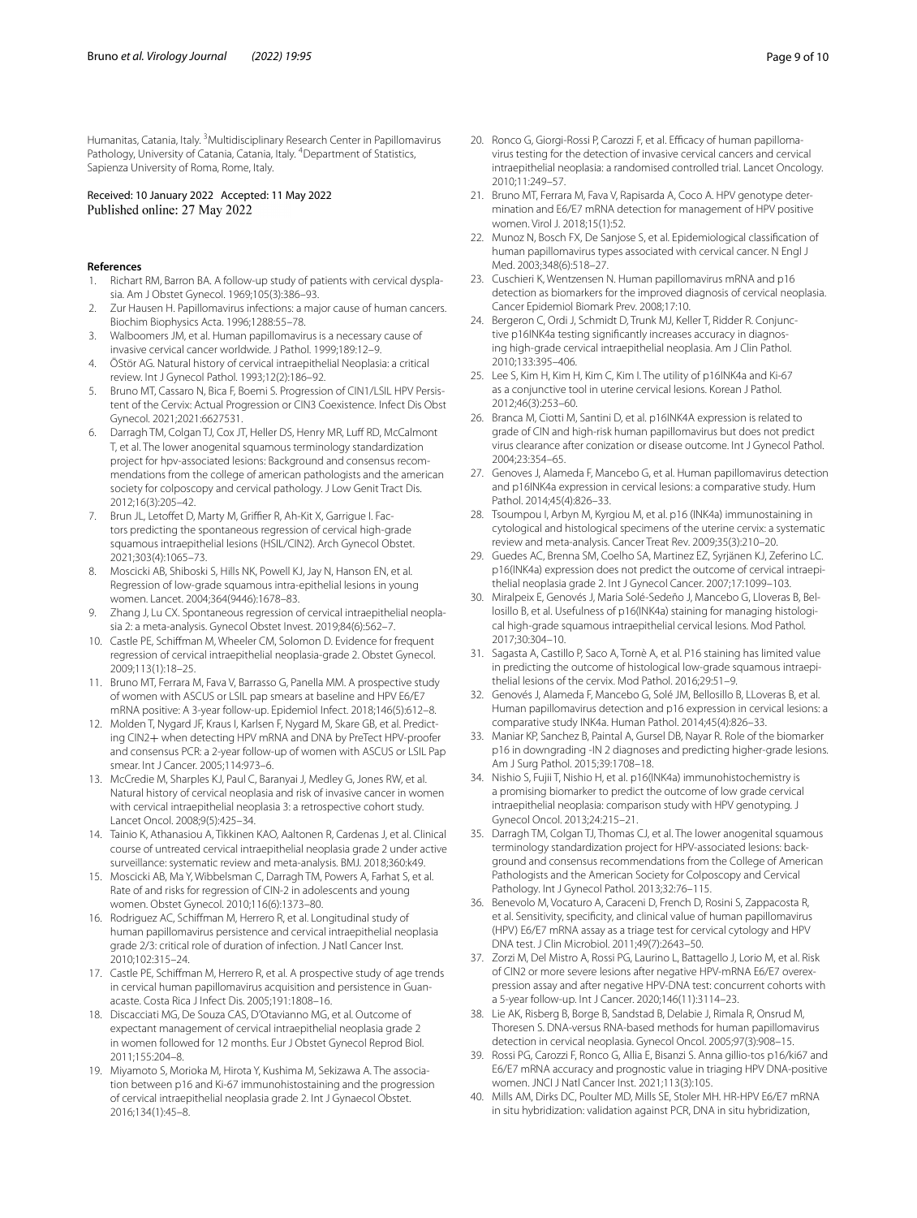Humanitas, Catania, Italy. [3]Multidisciplinary Research Center in Papillomavirus Pathology, University of Catania, Catania, Italy. [4]Department of Statistics, Sapienza University of Roma, Rome, Italy.

Received: 10 January 2022 Accepted: 11 May 2022
Published online: 27 May 2022

## References

1. Richart RM, Barron BA. A follow-up study of patients with cervical dysplasia. Am J Obstet Gynecol. 1969;105(3):386–93.
2. Zur Hausen H. Papillomavirus infections: a major cause of human cancers. Biochim Biophysics Acta. 1996;1288:55–78.
3. Walboomers JM, et al. Human papillomavirus is a necessary cause of invasive cervical cancer worldwide. J Pathol. 1999;189:12–9.
4. ÖStör AG. Natural history of cervical intraepithelial Neoplasia: a critical review. Int J Gynecol Pathol. 1993;12(2):186–92.
5. Bruno MT, Cassaro N, Bica F, Boemi S. Progression of CIN1/LSIL HPV Persistent of the Cervix: Actual Progression or CIN3 Coexistence. Infect Dis Obst Gynecol. 2021;2021:6627531.
6. Darragh TM, Colgan TJ, Cox JT, Heller DS, Henry MR, Luff RD, McCalmont T, et al. The lower anogenital squamous terminology standardization project for hpv-associated lesions: Background and consensus recommendations from the college of american pathologists and the american society for colposcopy and cervical pathology. J Low Genit Tract Dis. 2012;16(3):205–42.
7. Brun JL, Letoffet D, Marty M, Griffier R, Ah-Kit X, Garrigue I. Factors predicting the spontaneous regression of cervical high-grade squamous intraepithelial lesions (HSIL/CIN2). Arch Gynecol Obstet. 2021;303(4):1065–73.
8. Moscicki AB, Shiboski S, Hills NK, Powell KJ, Jay N, Hanson EN, et al. Regression of low-grade squamous intra-epithelial lesions in young women. Lancet. 2004;364(9446):1678–83.
9. Zhang J, Lu CX. Spontaneous regression of cervical intraepithelial neoplasia 2: a meta-analysis. Gynecol Obstet Invest. 2019;84(6):562–7.
10. Castle PE, Schiffman M, Wheeler CM, Solomon D. Evidence for frequent regression of cervical intraepithelial neoplasia-grade 2. Obstet Gynecol. 2009;113(1):18–25.
11. Bruno MT, Ferrara M, Fava V, Barrasso G, Panella MM. A prospective study of women with ASCUS or LSIL pap smears at baseline and HPV E6/E7 mRNA positive: A 3-year follow-up. Epidemiol Infect. 2018;146(5):612–8.
12. Molden T, Nygard JF, Kraus I, Karlsen F, Nygard M, Skare GB, et al. Predicting CIN2+ when detecting HPV mRNA and DNA by PreTect HPV-proofer and consensus PCR: a 2-year follow-up of women with ASCUS or LSIL Pap smear. Int J Cancer. 2005;114:973–6.
13. McCredie M, Sharples KJ, Paul C, Baranyai J, Medley G, Jones RW, et al. Natural history of cervical neoplasia and risk of invasive cancer in women with cervical intraepithelial neoplasia 3: a retrospective cohort study. Lancet Oncol. 2008;9(5):425–34.
14. Tainio K, Athanasiou A, Tikkinen KAO, Aaltonen R, Cardenas J, et al. Clinical course of untreated cervical intraepithelial neoplasia grade 2 under active surveillance: systematic review and meta-analysis. BMJ. 2018;360:k49.
15. Moscicki AB, Ma Y, Wibbelsman C, Darragh TM, Powers A, Farhat S, et al. Rate of and risks for regression of CIN-2 in adolescents and young women. Obstet Gynecol. 2010;116(6):1373–80.
16. Rodriguez AC, Schiffman M, Herrero R, et al. Longitudinal study of human papillomavirus persistence and cervical intraepithelial neoplasia grade 2/3: critical role of duration of infection. J Natl Cancer Inst. 2010;102:315–24.
17. Castle PE, Schiffman M, Herrero R, et al. A prospective study of age trends in cervical human papillomavirus acquisition and persistence in Guanacaste. Costa Rica J Infect Dis. 2005;191:1808–16.
18. Discacciati MG, De Souza CAS, D'Otavianno MG, et al. Outcome of expectant management of cervical intraepithelial neoplasia grade 2 in women followed for 12 months. Eur J Obstet Gynecol Reprod Biol. 2011;155:204–8.
19. Miyamoto S, Morioka M, Hirota Y, Kushima M, Sekizawa A. The association between p16 and Ki-67 immunohistostaining and the progression of cervical intraepithelial neoplasia grade 2. Int J Gynaecol Obstet. 2016;134(1):45–8.
20. Ronco G, Giorgi-Rossi P, Carozzi F, et al. Efficacy of human papillomavirus testing for the detection of invasive cervical cancers and cervical intraepithelial neoplasia: a randomised controlled trial. Lancet Oncology. 2010;11:249–57.
21. Bruno MT, Ferrara M, Fava V, Rapisarda A, Coco A. HPV genotype determination and E6/E7 mRNA detection for management of HPV positive women. Virol J. 2018;15(1):52.
22. Munoz N, Bosch FX, De Sanjose S, et al. Epidemiological classification of human papillomavirus types associated with cervical cancer. N Engl J Med. 2003;348(6):518–27.
23. Cuschieri K, Wentzensen N. Human papillomavirus mRNA and p16 detection as biomarkers for the improved diagnosis of cervical neoplasia. Cancer Epidemiol Biomark Prev. 2008;17:10.
24. Bergeron C, Ordi J, Schmidt D, Trunk MJ, Keller T, Ridder R. Conjunctive p16INK4a testing significantly increases accuracy in diagnosing high-grade cervical intraepithelial neoplasia. Am J Clin Pathol. 2010;133:395–406.
25. Lee S, Kim H, Kim H, Kim C, Kim I. The utility of p16INK4a and Ki-67 as a conjunctive tool in uterine cervical lesions. Korean J Pathol. 2012;46(3):253–60.
26. Branca M, Ciotti M, Santini D, et al. p16INK4A expression is related to grade of CIN and high-risk human papillomavirus but does not predict virus clearance after conization or disease outcome. Int J Gynecol Pathol. 2004;23:354–65.
27. Genoves J, Alameda F, Mancebo G, et al. Human papillomavirus detection and p16INK4a expression in cervical lesions: a comparative study. Hum Pathol. 2014;45(4):826–33.
28. Tsoumpou I, Arbyn M, Kyrgiou M, et al. p16 (INK4a) immunostaining in cytological and histological specimens of the uterine cervix: a systematic review and meta-analysis. Cancer Treat Rev. 2009;35(3):210–20.
29. Guedes AC, Brenna SM, Coelho SA, Martinez EZ, Syrjänen KJ, Zeferino LC. p16(INK4a) expression does not predict the outcome of cervical intraepithelial neoplasia grade 2. Int J Gynecol Cancer. 2007;17:1099–103.
30. Miralpeix E, Genovés J, Maria Solé-Sedeño J, Mancebo G, Lloveras B, Bellosillo B, et al. Usefulness of p16(INK4a) staining for managing histological high-grade squamous intraepithelial cervical lesions. Mod Pathol. 2017;30:304–10.
31. Sagasta A, Castillo P, Saco A, Tornè A, et al. P16 staining has limited value in predicting the outcome of histological low-grade squamous intraepithelial lesions of the cervix. Mod Pathol. 2016;29:51–9.
32. Genovés J, Alameda F, Mancebo G, Solé JM, Bellosillo B, LLoveras B, et al. Human papillomavirus detection and p16 expression in cervical lesions: a comparative study INK4a. Human Pathol. 2014;45(4):826–33.
33. Maniar KP, Sanchez B, Paintal A, Gursel DB, Nayar R. Role of the biomarker p16 in downgrading -IN 2 diagnoses and predicting higher-grade lesions. Am J Surg Pathol. 2015;39:1708–18.
34. Nishio S, Fujii T, Nishio H, et al. p16(INK4a) immunohistochemistry is a promising biomarker to predict the outcome of low grade cervical intraepithelial neoplasia: comparison study with HPV genotyping. J Gynecol Oncol. 2013;24:215–21.
35. Darragh TM, Colgan TJ, Thomas CJ, et al. The lower anogenital squamous terminology standardization project for HPV-associated lesions: background and consensus recommendations from the College of American Pathologists and the American Society for Colposcopy and Cervical Pathology. Int J Gynecol Pathol. 2013;32:76–115.
36. Benevolo M, Vocaturo A, Caraceni D, French D, Rosini S, Zappacosta R, et al. Sensitivity, specificity, and clinical value of human papillomavirus (HPV) E6/E7 mRNA assay as a triage test for cervical cytology and HPV DNA test. J Clin Microbiol. 2011;49(7):2643–50.
37. Zorzi M, Del Mistro A, Rossi PG, Laurino L, Battagello J, Lorio M, et al. Risk of CIN2 or more severe lesions after negative HPV-mRNA E6/E7 overexpression assay and after negative HPV-DNA test: concurrent cohorts with a 5-year follow-up. Int J Cancer. 2020;146(11):3114–23.
38. Lie AK, Risberg B, Borge B, Sandstad B, Delabie J, Rimala R, Onsrud M, Thoresen S. DNA-versus RNA-based methods for human papillomavirus detection in cervical neoplasia. Gynecol Oncol. 2005;97(3):908–15.
39. Rossi PG, Carozzi F, Ronco G, Allia E, Bisanzi S. Anna gillio-tos p16/ki67 and E6/E7 mRNA accuracy and prognostic value in triaging HPV DNA-positive women. JNCI J Natl Cancer Inst. 2021;113(3):105.
40. Mills AM, Dirks DC, Poulter MD, Mills SE, Stoler MH. HR-HPV E6/E7 mRNA in situ hybridization: validation against PCR, DNA in situ hybridization,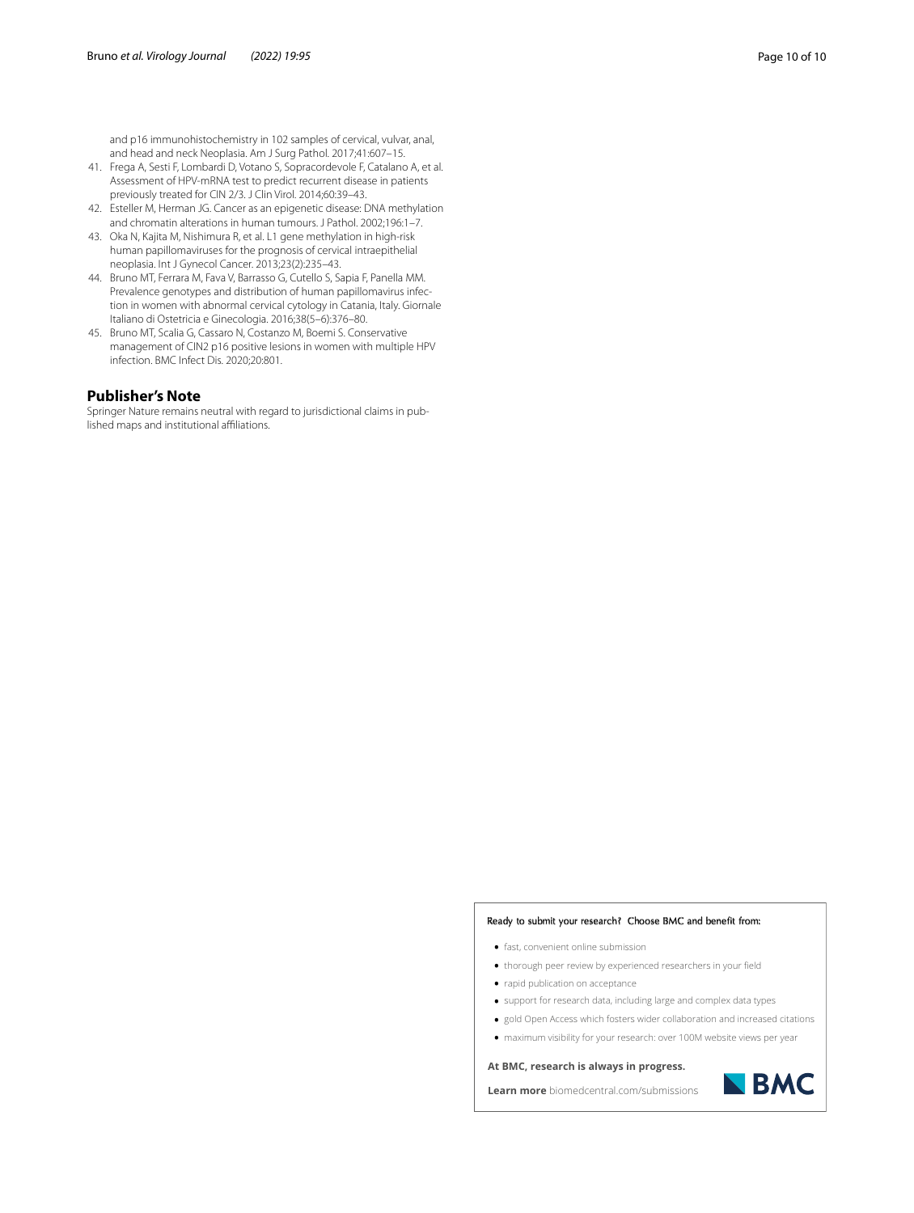and p16 immunohistochemistry in 102 samples of cervical, vulvar, anal, and head and neck Neoplasia. Am J Surg Pathol. 2017;41:607–15.

41. Frega A, Sesti F, Lombardi D, Votano S, Sopracordevole F, Catalano A, et al. Assessment of HPV-mRNA test to predict recurrent disease in patients previously treated for CIN 2/3. J Clin Virol. 2014;60:39–43.
42. Esteller M, Herman JG. Cancer as an epigenetic disease: DNA methylation and chromatin alterations in human tumours. J Pathol. 2002;196:1–7.
43. Oka N, Kajita M, Nishimura R, et al. L1 gene methylation in high-risk human papillomaviruses for the prognosis of cervical intraepithelial neoplasia. Int J Gynecol Cancer. 2013;23(2):235–43.
44. Bruno MT, Ferrara M, Fava V, Barrasso G, Cutello S, Sapia F, Panella MM. Prevalence genotypes and distribution of human papillomavirus infection in women with abnormal cervical cytology in Catania, Italy. Giornale Italiano di Ostetricia e Ginecologia. 2016;38(5–6):376–80.
45. Bruno MT, Scalia G, Cassaro N, Costanzo M, Boemi S. Conservative management of CIN2 p16 positive lesions in women with multiple HPV infection. BMC Infect Dis. 2020;20:801.

## Publisher's Note

Springer Nature remains neutral with regard to jurisdictional claims in published maps and institutional affiliations.

Ready to submit your research? Choose BMC and benefit from:

- fast, convenient online submission
- thorough peer review by experienced researchers in your field
- rapid publication on acceptance
- support for research data, including large and complex data types
- gold Open Access which fosters wider collaboration and increased citations
- maximum visibility for your research: over 100M website views per year

**At BMC, research is always in progress.**

**Learn more** biomedcentral.com/submissions

BMC